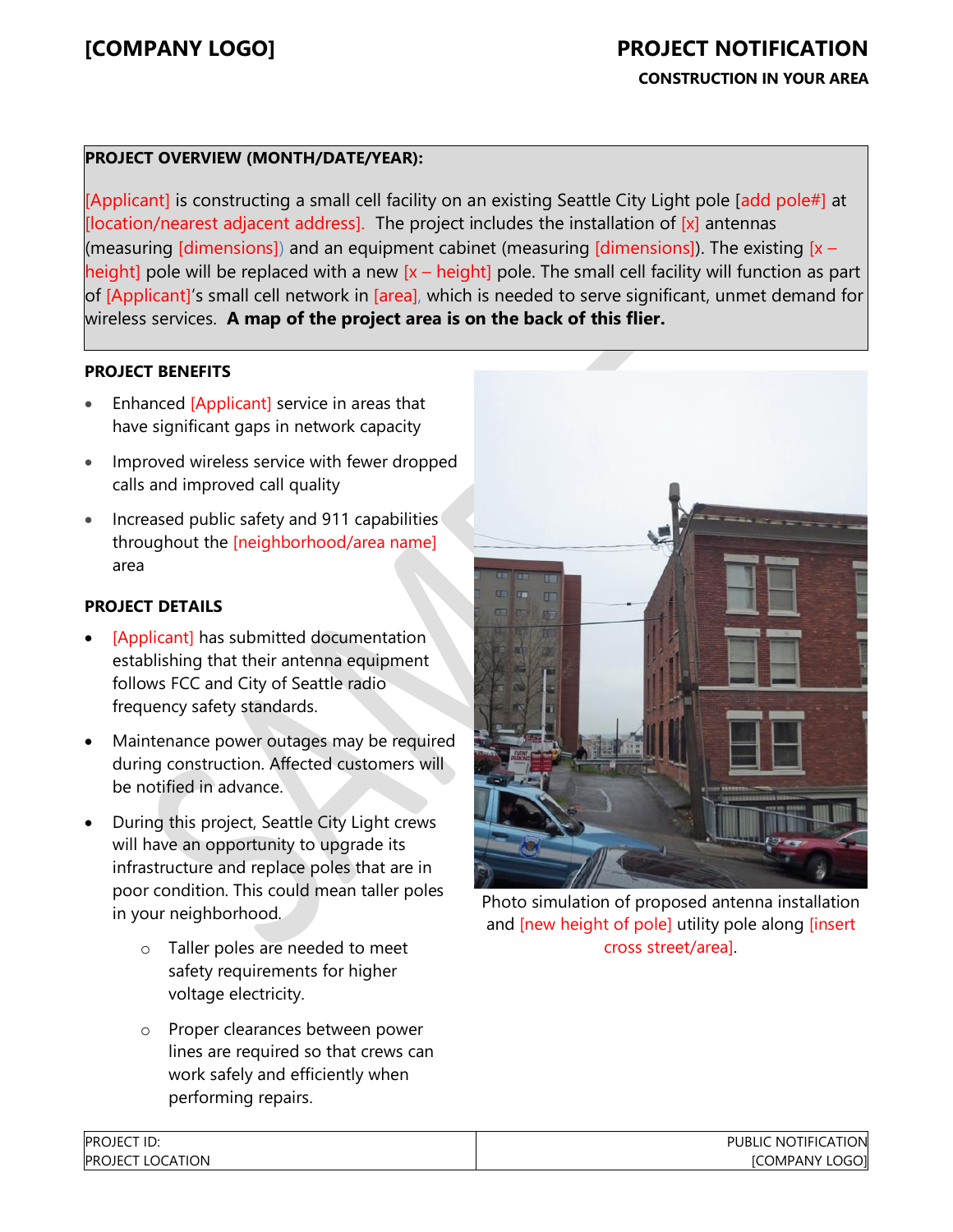**[COMPANY LOGO]**

# PROJECT NOTIFICATION

**CONSTRUCTION IN YOUR AREA**

**PROJECT OVERVIEW (MONTH/DATE/YEAR):**

[Applicant] is constructing a small cell facility on an existing Seattle City Light pole [add pole#] at [location/nearest adjacent address]. The project includes the installation of [x] antennas (measuring [dimensions]) and an equipment cabinet (measuring [dimensions]). The existing [x – height] pole will be replaced with a new [x – height] pole. The small cell facility will function as part of [Applicant]'s small cell network in [area], which is needed to serve significant, unmet demand for wireless services. **A map of the project area is on the back of this flier.**

**PROJECT BENEFITS**

- Enhanced [Applicant] service in areas that have significant gaps in network capacity
- Improved wireless service with fewer dropped calls and improved call quality
- Increased public safety and 911 capabilities throughout the [neighborhood/area name] area

**PROJECT DETAILS**

- [Applicant] has submitted documentation establishing that their antenna equipment follows FCC and City of Seattle radio frequency safety standards.
- Maintenance power outages may be required during construction. Affected customers will be notified in advance.
- During this project, Seattle City Light crews will have an opportunity to upgrade its infrastructure and replace poles that are in poor condition. This could mean taller poles in your neighborhood.
  - Taller poles are needed to meet safety requirements for higher voltage electricity.
  - Proper clearances between power lines are required so that crews can work safely and efficiently when performing repairs.

Photo simulation of proposed antenna installation and [new height of pole] utility pole along [insert cross street/area].

| PROJECT ID: PROJECT LOCATION | PUBLIC NOTIFICATION [COMPANY LOGO] |
|---|---|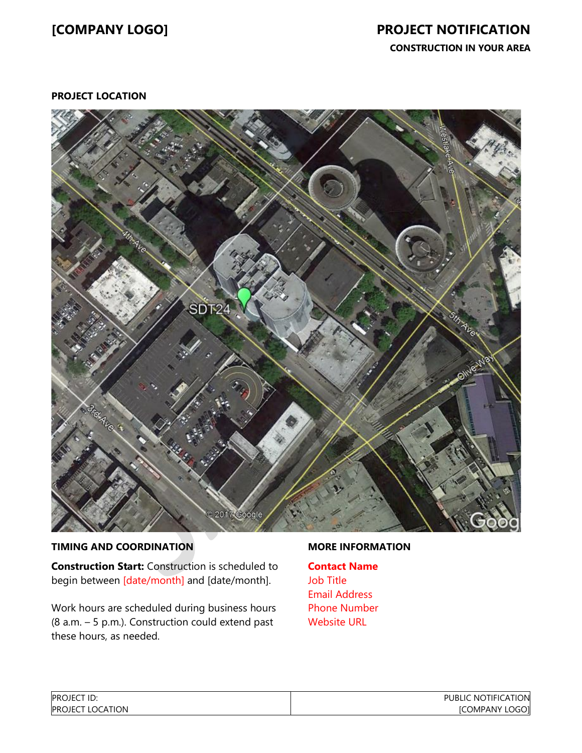# [COMPANY LOGO]

# PROJECT NOTIFICATION

**CONSTRUCTION IN YOUR AREA**

## PROJECT LOCATION

4th Ave

Westlake Ave

SDT24

5th Ave

Olive Way

3rd Ave

© 2017 Google

## TIMING AND COORDINATION

**Construction Start:** Construction is scheduled to begin between [date/month] and [date/month].

Work hours are scheduled during business hours (8 a.m. – 5 p.m.). Construction could extend past these hours, as needed.

## MORE INFORMATION

**Contact Name**
Job Title
Email Address
Phone Number
Website URL